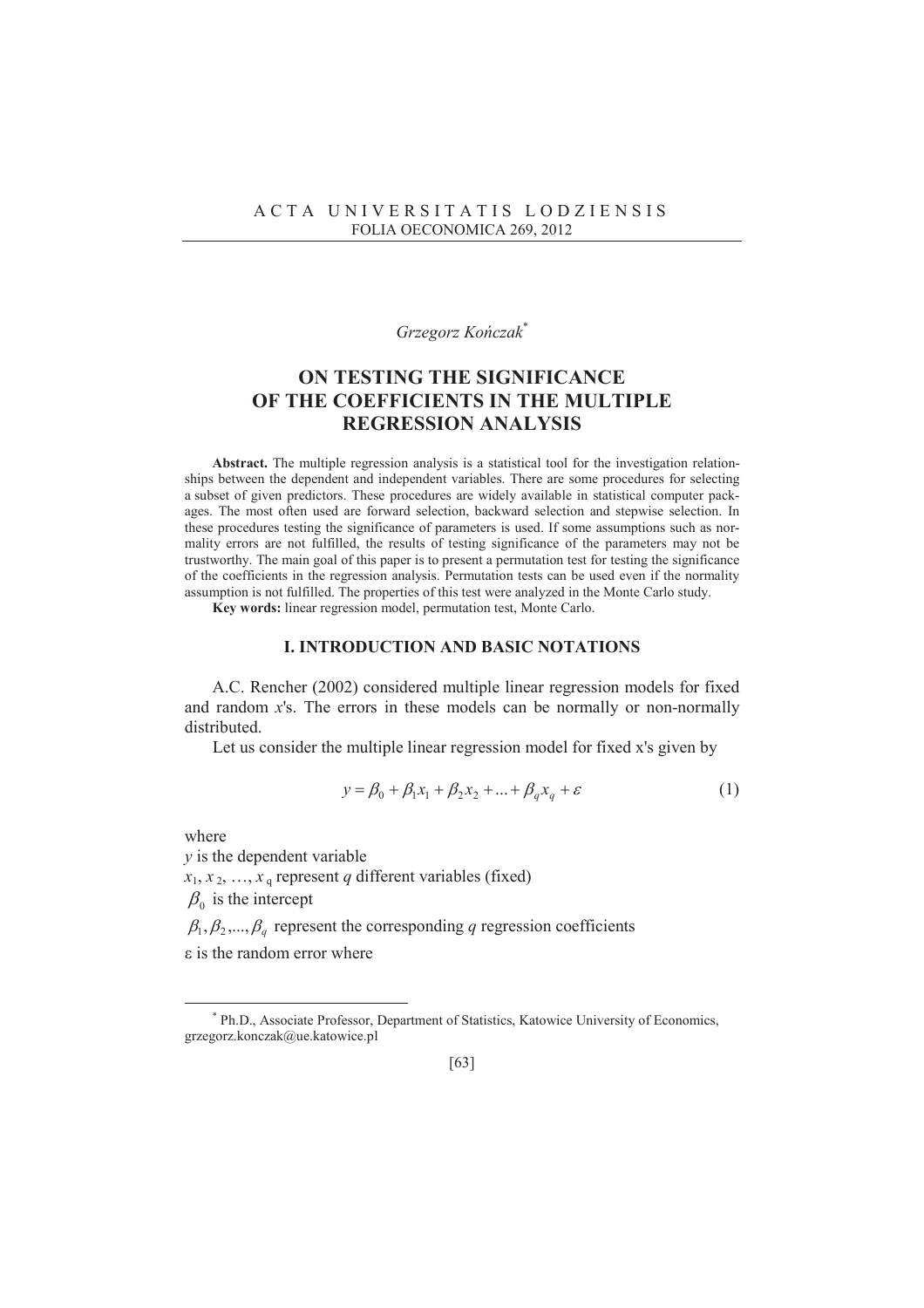ACTA UNIVERSITATIS LODZIENSIS
FOLIA OECONOMICA 269, 2012

*Grzegorz Kończak*[*]

# ON TESTING THE SIGNIFICANCE OF THE COEFFICIENTS IN THE MULTIPLE REGRESSION ANALYSIS

**Abstract.** The multiple regression analysis is a statistical tool for the investigation relationships between the dependent and independent variables. There are some procedures for selecting a subset of given predictors. These procedures are widely available in statistical computer packages. The most often used are forward selection, backward selection and stepwise selection. In these procedures testing the significance of parameters is used. If some assumptions such as normality errors are not fulfilled, the results of testing significance of the parameters may not be trustworthy. The main goal of this paper is to present a permutation test for testing the significance of the coefficients in the regression analysis. Permutation tests can be used even if the normality assumption is not fulfilled. The properties of this test were analyzed in the Monte Carlo study.

**Key words:** linear regression model, permutation test, Monte Carlo.

## I. INTRODUCTION AND BASIC NOTATIONS

A.C. Rencher (2002) considered multiple linear regression models for fixed and random *x*'s. The errors in these models can be normally or non-normally distributed.

Let us consider the multiple linear regression model for fixed x's given by

$$y = \beta_0 + \beta_1 x_1 + \beta_2 x_2 + \ldots + \beta_q x_q + \varepsilon \tag{1}$$

where

$y$ is the dependent variable

$x_1, x_2, \ldots, x_q$ represent $q$ different variables (fixed)

$\beta_0$ is the intercept

$\beta_1, \beta_2, \ldots, \beta_q$ represent the corresponding $q$ regression coefficients

$\varepsilon$ is the random error where

[*] Ph.D., Associate Professor, Department of Statistics, Katowice University of Economics, grzegorz.konczak@ue.katowice.pl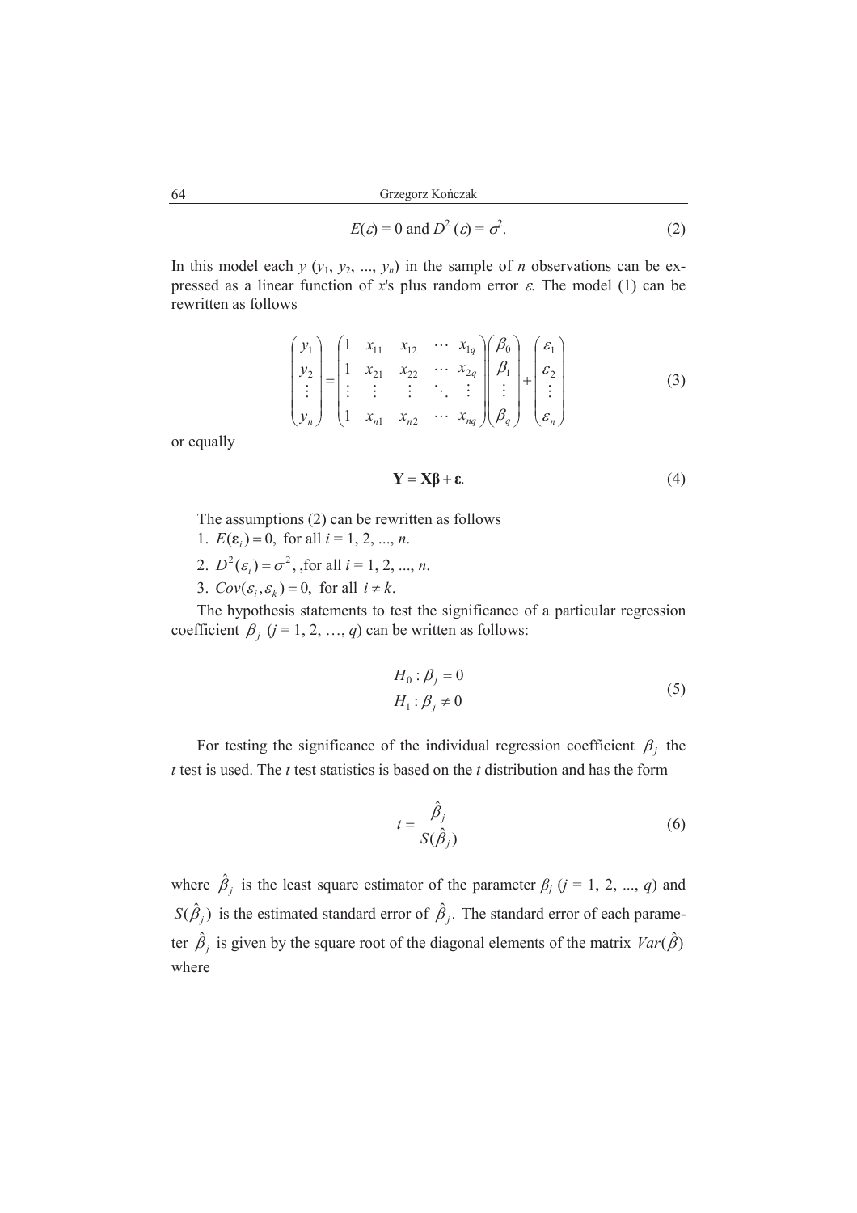$$E(\varepsilon) = 0 \text{ and } D^2(\varepsilon) = \sigma^2. \tag{2}$$

In this model each $y$ ($y_1$, $y_2$, ..., $y_n$) in the sample of $n$ observations can be expressed as a linear function of $x$'s plus random error $\varepsilon$. The model (1) can be rewritten as follows

$$\begin{pmatrix} y_1 \\ y_2 \\ \vdots \\ y_n \end{pmatrix} = \begin{pmatrix} 1 & x_{11} & x_{12} & \cdots & x_{1q} \\ 1 & x_{21} & x_{22} & \cdots & x_{2q} \\ \vdots & \vdots & \vdots & \ddots & \vdots \\ 1 & x_{n1} & x_{n2} & \cdots & x_{nq} \end{pmatrix} \begin{pmatrix} \beta_0 \\ \beta_1 \\ \vdots \\ \beta_q \end{pmatrix} + \begin{pmatrix} \varepsilon_1 \\ \varepsilon_2 \\ \vdots \\ \varepsilon_n \end{pmatrix} \tag{3}$$

or equally

$$\mathbf{Y} = \mathbf{X\beta} + \boldsymbol{\varepsilon}. \tag{4}$$

The assumptions (2) can be rewritten as follows

1. $E(\boldsymbol{\varepsilon}_i) = 0$, for all $i = 1, 2, ..., n$.
2. $D^2(\varepsilon_i) = \sigma^2$, ,for all $i = 1, 2, ..., n$.
3. $Cov(\varepsilon_i, \varepsilon_k) = 0$, for all $i \neq k$.

The hypothesis statements to test the significance of a particular regression coefficient $\beta_j$ ($j = 1, 2, \ldots, q$) can be written as follows:

$$\begin{aligned} H_0 &: \beta_j = 0 \\ H_1 &: \beta_j \neq 0 \end{aligned} \tag{5}$$

For testing the significance of the individual regression coefficient $\beta_j$ the $t$ test is used. The $t$ test statistics is based on the $t$ distribution and has the form

$$t = \frac{\hat{\beta}_j}{S(\hat{\beta}_j)} \tag{6}$$

where $\hat{\beta}_j$ is the least square estimator of the parameter $\beta_j$ ($j = 1, 2, ..., q$) and $S(\hat{\beta}_j)$ is the estimated standard error of $\hat{\beta}_j$. The standard error of each parameter $\hat{\beta}_j$ is given by the square root of the diagonal elements of the matrix $Var(\hat{\beta})$ where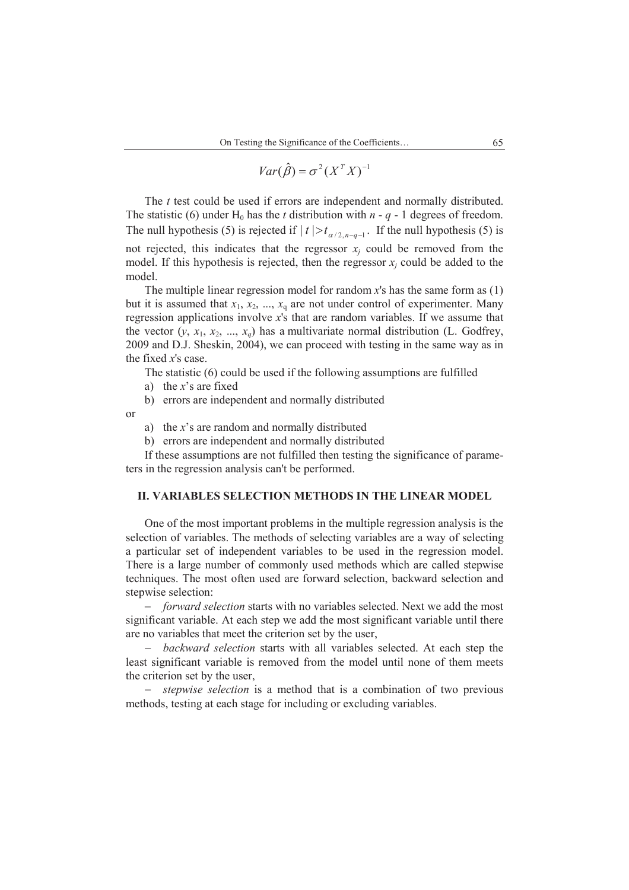$$Var(\hat{\beta}) = \sigma^2 (X^T X)^{-1}$$

The *t* test could be used if errors are independent and normally distributed. The statistic (6) under $H_0$ has the *t* distribution with $n - q - 1$ degrees of freedom. The null hypothesis (5) is rejected if $|t| > t_{\alpha/2, n-q-1}$. If the null hypothesis (5) is not rejected, this indicates that the regressor $x_j$ could be removed from the model. If this hypothesis is rejected, then the regressor $x_j$ could be added to the model.

The multiple linear regression model for random *x*'s has the same form as (1) but it is assumed that $x_1, x_2, \ldots, x_q$ are not under control of experimenter. Many regression applications involve *x*'s that are random variables. If we assume that the vector $(y, x_1, x_2, \ldots, x_q)$ has a multivariate normal distribution (L. Godfrey, 2009 and D.J. Sheskin, 2004), we can proceed with testing in the same way as in the fixed *x*'s case.

The statistic (6) could be used if the following assumptions are fulfilled

a) the *x*'s are fixed
b) errors are independent and normally distributed

or

a) the *x*'s are random and normally distributed
b) errors are independent and normally distributed

If these assumptions are not fulfilled then testing the significance of parameters in the regression analysis can't be performed.

## II. VARIABLES SELECTION METHODS IN THE LINEAR MODEL

One of the most important problems in the multiple regression analysis is the selection of variables. The methods of selecting variables are a way of selecting a particular set of independent variables to be used in the regression model. There is a large number of commonly used methods which are called stepwise techniques. The most often used are forward selection, backward selection and stepwise selection:

- *forward selection* starts with no variables selected. Next we add the most significant variable. At each step we add the most significant variable until there are no variables that meet the criterion set by the user,
- *backward selection* starts with all variables selected. At each step the least significant variable is removed from the model until none of them meets the criterion set by the user,
- *stepwise selection* is a method that is a combination of two previous methods, testing at each stage for including or excluding variables.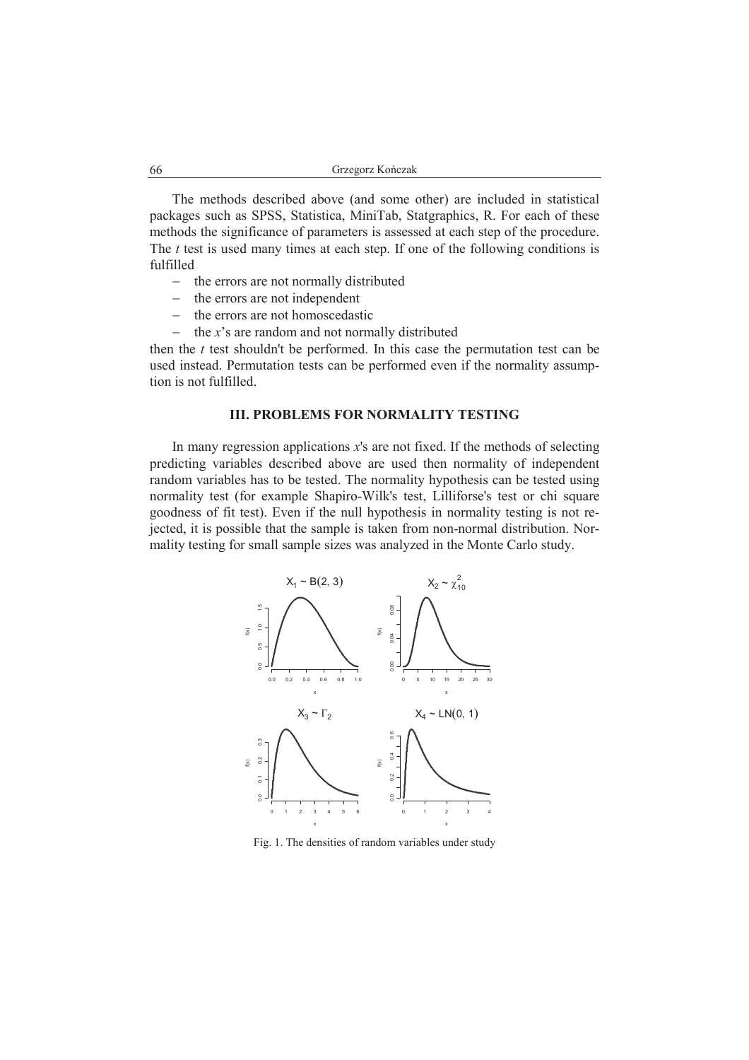The methods described above (and some other) are included in statistical packages such as SPSS, Statistica, MiniTab, Statgraphics, R. For each of these methods the significance of parameters is assessed at each step of the procedure. The *t* test is used many times at each step. If one of the following conditions is fulfilled

- the errors are not normally distributed
- the errors are not independent
- the errors are not homoscedastic
- the *x*'s are random and not normally distributed

then the *t* test shouldn't be performed. In this case the permutation test can be used instead. Permutation tests can be performed even if the normality assumption is not fulfilled.

## III. PROBLEMS FOR NORMALITY TESTING

In many regression applications *x*'s are not fixed. If the methods of selecting predicting variables described above are used then normality of independent random variables has to be tested. The normality hypothesis can be tested using normality test (for example Shapiro-Wilk's test, Lilliforse's test or chi square goodness of fit test). Even if the null hypothesis in normality testing is not rejected, it is possible that the sample is taken from non-normal distribution. Normality testing for small sample sizes was analyzed in the Monte Carlo study.

Fig. 1. The densities of random variables under study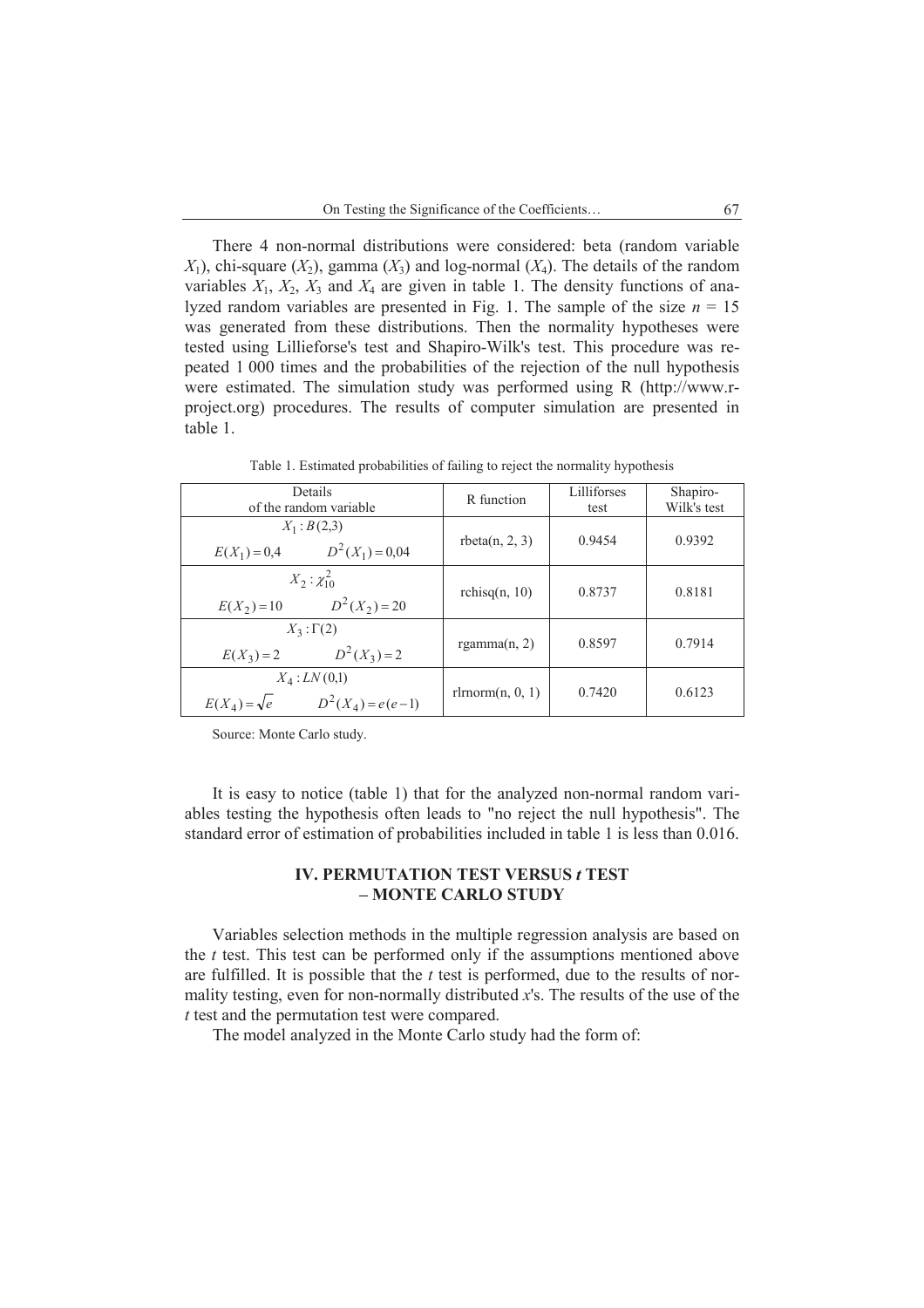There 4 non-normal distributions were considered: beta (random variable $X_1$), chi-square ($X_2$), gamma ($X_3$) and log-normal ($X_4$). The details of the random variables $X_1$, $X_2$, $X_3$ and $X_4$ are given in table 1. The density functions of analyzed random variables are presented in Fig. 1. The sample of the size $n = 15$ was generated from these distributions. Then the normality hypotheses were tested using Lillieforse's test and Shapiro-Wilk's test. This procedure was repeated 1 000 times and the probabilities of the rejection of the null hypothesis were estimated. The simulation study was performed using R (http://www.r-project.org) procedures. The results of computer simulation are presented in table 1.

Table 1. Estimated probabilities of failing to reject the normality hypothesis

| Details of the random variable | R function | Lilliforses test | Shapiro-Wilk's test |
|---|---|---|---|
| $X_1 : B(2,3)$ <br> $E(X_1) = 0{,}4 \quad D^2(X_1) = 0{,}04$ | rbeta(n, 2, 3) | 0.9454 | 0.9392 |
| $X_2 : \chi^2_{10}$ <br> $E(X_2) = 10 \quad D^2(X_2) = 20$ | rchisq(n, 10) | 0.8737 | 0.8181 |
| $X_3 : \Gamma(2)$ <br> $E(X_3) = 2 \quad D^2(X_3) = 2$ | rgamma(n, 2) | 0.8597 | 0.7914 |
| $X_4 : LN(0,1)$ <br> $E(X_4) = \sqrt{e} \quad D^2(X_4) = e(e-1)$ | rlrnorm(n, 0, 1) | 0.7420 | 0.6123 |

Source: Monte Carlo study.

It is easy to notice (table 1) that for the analyzed non-normal random variables testing the hypothesis often leads to "no reject the null hypothesis". The standard error of estimation of probabilities included in table 1 is less than 0.016.

## IV. PERMUTATION TEST VERSUS *t* TEST – MONTE CARLO STUDY

Variables selection methods in the multiple regression analysis are based on the *t* test. This test can be performed only if the assumptions mentioned above are fulfilled. It is possible that the *t* test is performed, due to the results of normality testing, even for non-normally distributed *x*'s. The results of the use of the *t* test and the permutation test were compared.

The model analyzed in the Monte Carlo study had the form of: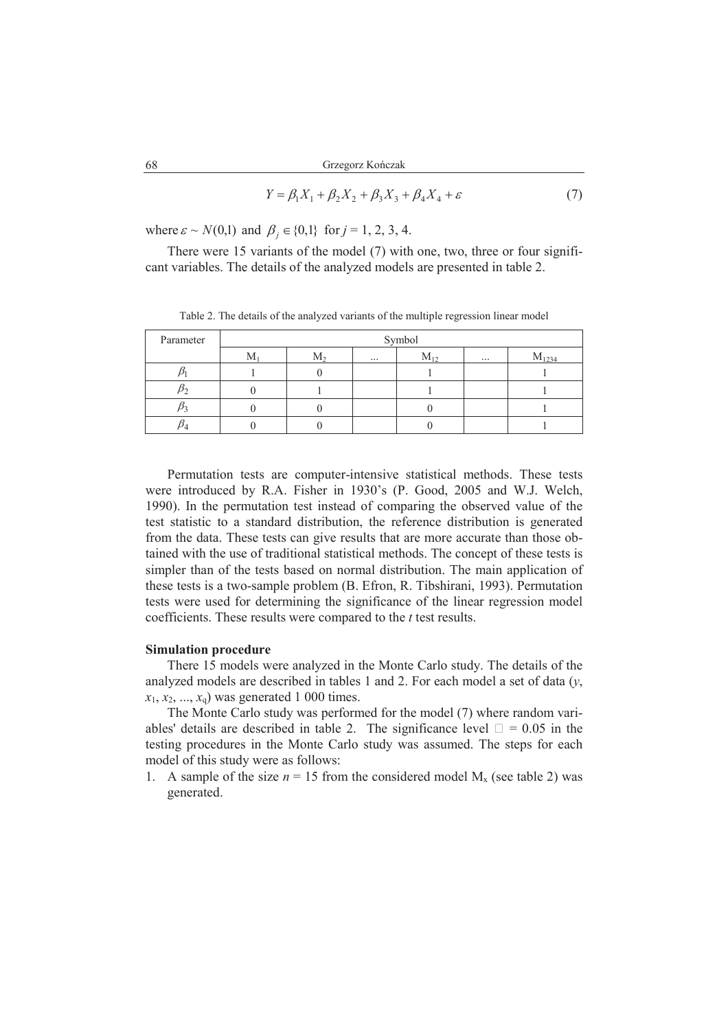$$Y = \beta_1 X_1 + \beta_2 X_2 + \beta_3 X_3 + \beta_4 X_4 + \varepsilon \tag{7}$$

where $\varepsilon \sim N(0,1)$ and $\beta_j \in \{0,1\}$ for $j = 1, 2, 3, 4$.

There were 15 variants of the model (7) with one, two, three or four significant variables. The details of the analyzed models are presented in table 2.

Table 2. The details of the analyzed variants of the multiple regression linear model

| Parameter | Symbol | | | | | |
|---|---|---|---|---|---|---|
| | $M_1$ | $M_2$ | ... | $M_{12}$ | ... | $M_{1234}$ |
| $\beta_1$ | 1 | 0 | | 1 | | 1 |
| $\beta_2$ | 0 | 1 | | 1 | | 1 |
| $\beta_3$ | 0 | 0 | | 0 | | 1 |
| $\beta_4$ | 0 | 0 | | 0 | | 1 |

Permutation tests are computer-intensive statistical methods. These tests were introduced by R.A. Fisher in 1930's (P. Good, 2005 and W.J. Welch, 1990). In the permutation test instead of comparing the observed value of the test statistic to a standard distribution, the reference distribution is generated from the data. These tests can give results that are more accurate than those obtained with the use of traditional statistical methods. The concept of these tests is simpler than of the tests based on normal distribution. The main application of these tests is a two-sample problem (B. Efron, R. Tibshirani, 1993). Permutation tests were used for determining the significance of the linear regression model coefficients. These results were compared to the *t* test results.

**Simulation procedure**

There 15 models were analyzed in the Monte Carlo study. The details of the analyzed models are described in tables 1 and 2. For each model a set of data ($y$, $x_1$, $x_2$, ..., $x_q$) was generated 1 000 times.

The Monte Carlo study was performed for the model (7) where random variables' details are described in table 2. The significance level $\alpha$ = 0.05 in the testing procedures in the Monte Carlo study was assumed. The steps for each model of this study were as follows:

1. A sample of the size $n = 15$ from the considered model $M_x$ (see table 2) was generated.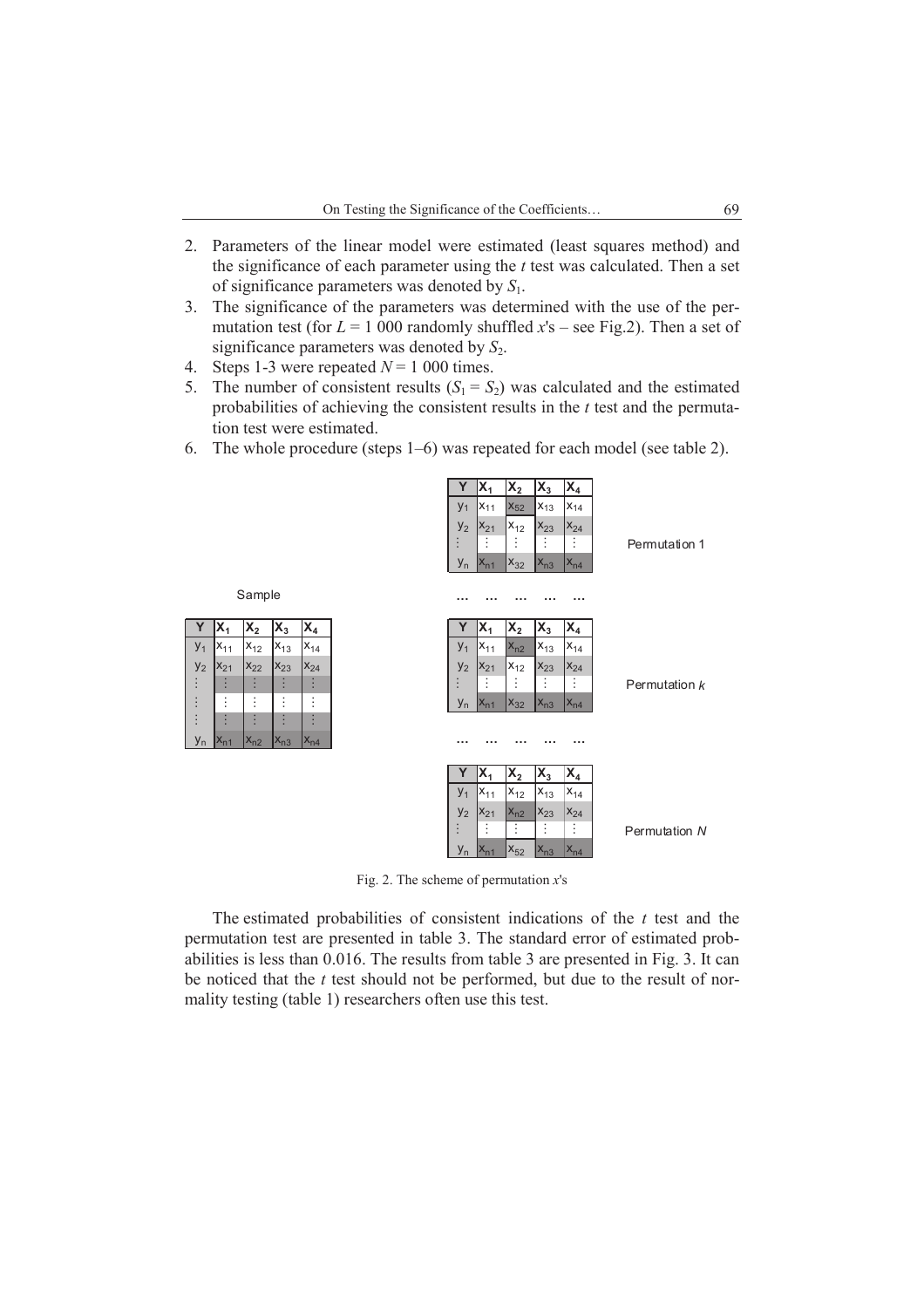2. Parameters of the linear model were estimated (least squares method) and the significance of each parameter using the $t$ test was calculated. Then a set of significance parameters was denoted by $S_1$.
3. The significance of the parameters was determined with the use of the permutation test (for $L = 1\ 000$ randomly shuffled $x$'s – see Fig.2). Then a set of significance parameters was denoted by $S_2$.
4. Steps 1-3 were repeated $N = 1\ 000$ times.
5. The number of consistent results ($S_1 = S_2$) was calculated and the estimated probabilities of achieving the consistent results in the $t$ test and the permutation test were estimated.
6. The whole procedure (steps 1–6) was repeated for each model (see table 2).

Sample

| Y | $X_1$ | $X_2$ | $X_3$ | $X_4$ |
|---|---|---|---|---|
| $y_1$ | $x_{11}$ | $x_{12}$ | $x_{13}$ | $x_{14}$ |
| $y_2$ | $x_{21}$ | $x_{22}$ | $x_{23}$ | $x_{24}$ |
| ⋮ | ⋮ | ⋮ | ⋮ | ⋮ |
| ⋮ | ⋮ | ⋮ | ⋮ | ⋮ |
| ⋮ | ⋮ | ⋮ | ⋮ | ⋮ |
| $y_n$ | $x_{n1}$ | $x_{n2}$ | $x_{n3}$ | $x_{n4}$ |

Permutation 1

| Y | $X_1$ | $X_2$ | $X_3$ | $X_4$ |
|---|---|---|---|---|
| $y_1$ | $x_{11}$ | $x_{52}$ | $x_{13}$ | $x_{14}$ |
| $y_2$ | $x_{21}$ | $x_{12}$ | $x_{23}$ | $x_{24}$ |
| ⋮ | ⋮ | ⋮ | ⋮ | ⋮ |
| $y_n$ | $x_{n1}$ | $x_{32}$ | $x_{n3}$ | $x_{n4}$ |

... ... ... ... ...

Permutation $k$

| Y | $X_1$ | $X_2$ | $X_3$ | $X_4$ |
|---|---|---|---|---|
| $y_1$ | $x_{11}$ | $x_{n2}$ | $x_{13}$ | $x_{14}$ |
| $y_2$ | $x_{21}$ | $x_{12}$ | $x_{23}$ | $x_{24}$ |
| ⋮ | ⋮ | ⋮ | ⋮ | ⋮ |
| $y_n$ | $x_{n1}$ | $x_{32}$ | $x_{n3}$ | $x_{n4}$ |

... ... ... ... ...

Permutation $N$

| Y | $X_1$ | $X_2$ | $X_3$ | $X_4$ |
|---|---|---|---|---|
| $y_1$ | $x_{11}$ | $x_{12}$ | $x_{13}$ | $x_{14}$ |
| $y_2$ | $x_{21}$ | $x_{n2}$ | $x_{23}$ | $x_{24}$ |
| ⋮ | ⋮ | ⋮ | ⋮ | ⋮ |
| $y_n$ | $x_{n1}$ | $x_{52}$ | $x_{n3}$ | $x_{n4}$ |

Fig. 2. The scheme of permutation $x$'s

The estimated probabilities of consistent indications of the $t$ test and the permutation test are presented in table 3. The standard error of estimated probabilities is less than 0.016. The results from table 3 are presented in Fig. 3. It can be noticed that the $t$ test should not be performed, but due to the result of normality testing (table 1) researchers often use this test.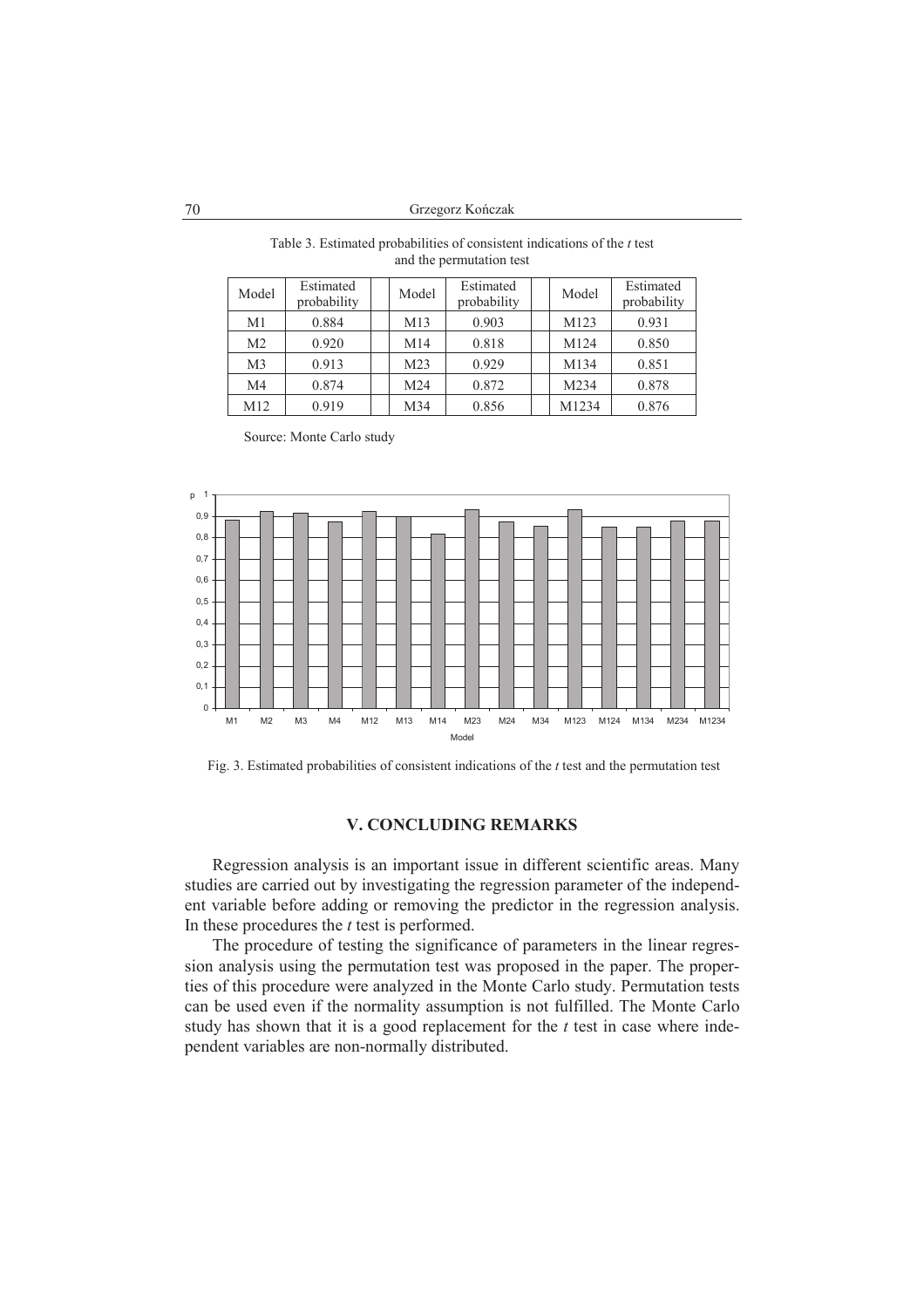Table 3. Estimated probabilities of consistent indications of the *t* test and the permutation test

| Model | Estimated probability | Model | Estimated probability | Model | Estimated probability |
|---|---|---|---|---|---|
| M1 | 0.884 | M13 | 0.903 | M123 | 0.931 |
| M2 | 0.920 | M14 | 0.818 | M124 | 0.850 |
| M3 | 0.913 | M23 | 0.929 | M134 | 0.851 |
| M4 | 0.874 | M24 | 0.872 | M234 | 0.878 |
| M12 | 0.919 | M34 | 0.856 | M1234 | 0.876 |

Source: Monte Carlo study

Fig. 3. Estimated probabilities of consistent indications of the *t* test and the permutation test

## V. CONCLUDING REMARKS

Regression analysis is an important issue in different scientific areas. Many studies are carried out by investigating the regression parameter of the independent variable before adding or removing the predictor in the regression analysis. In these procedures the *t* test is performed.

The procedure of testing the significance of parameters in the linear regression analysis using the permutation test was proposed in the paper. The properties of this procedure were analyzed in the Monte Carlo study. Permutation tests can be used even if the normality assumption is not fulfilled. The Monte Carlo study has shown that it is a good replacement for the *t* test in case where independent variables are non-normally distributed.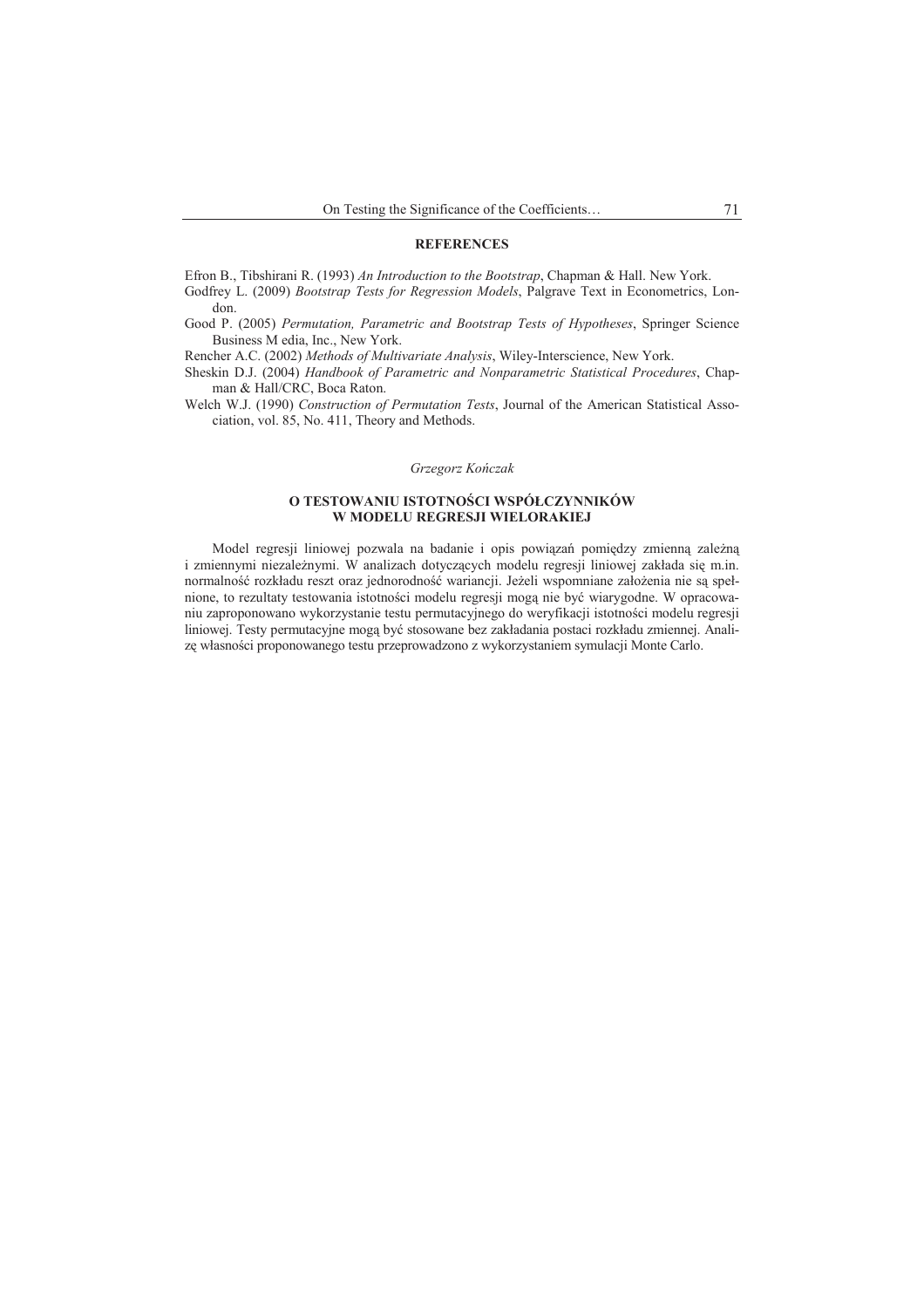## REFERENCES

Efron B., Tibshirani R. (1993) *An Introduction to the Bootstrap*, Chapman & Hall. New York.

Godfrey L. (2009) *Bootstrap Tests for Regression Models*, Palgrave Text in Econometrics, London.

Good P. (2005) *Permutation, Parametric and Bootstrap Tests of Hypotheses*, Springer Science Business M edia, Inc., New York.

Rencher A.C. (2002) *Methods of Multivariate Analysis*, Wiley-Interscience, New York.

Sheskin D.J. (2004) *Handbook of Parametric and Nonparametric Statistical Procedures*, Chapman & Hall/CRC, Boca Raton.

Welch W.J. (1990) *Construction of Permutation Tests*, Journal of the American Statistical Association, vol. 85, No. 411, Theory and Methods.

*Grzegorz Kończak*

### O TESTOWANIU ISTOTNOŚCI WSPÓŁCZYNNIKÓW W MODELU REGRESJI WIELORAKIEJ

Model regresji liniowej pozwala na badanie i opis powiązań pomiędzy zmienną zależną i zmiennymi niezależnymi. W analizach dotyczących modelu regresji liniowej zakłada się m.in. normalność rozkładu reszt oraz jednorodność wariancji. Jeżeli wspomniane założenia nie są spełnione, to rezultaty testowania istotności modelu regresji mogą nie być wiarygodne. W opracowaniu zaproponowano wykorzystanie testu permutacyjnego do weryfikacji istotności modelu regresji liniowej. Testy permutacyjne mogą być stosowane bez zakładania postaci rozkładu zmiennej. Analizę własności proponowanego testu przeprowadzono z wykorzystaniem symulacji Monte Carlo.